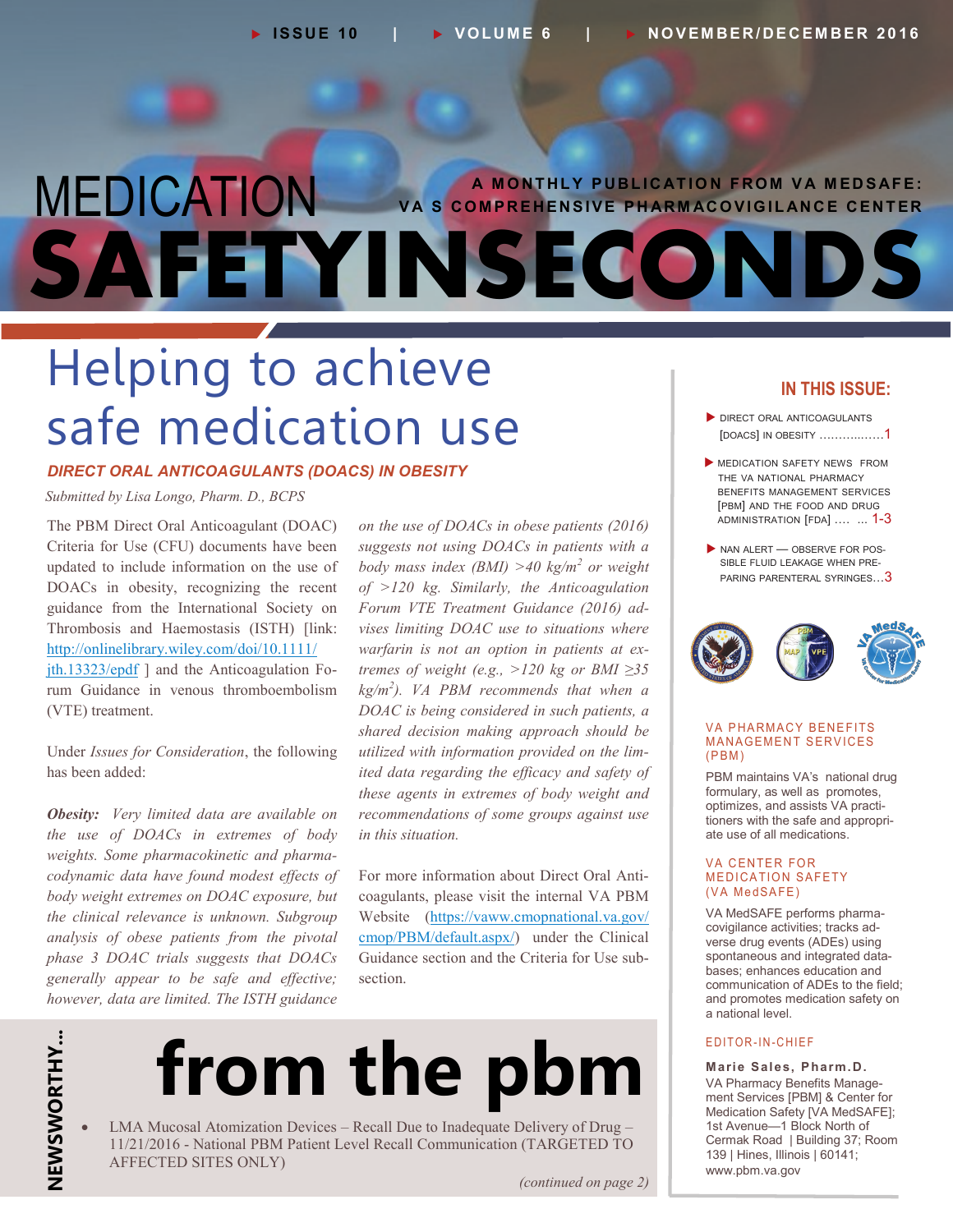ISSUE 10 | VOLUME 6 | NOVEMBER/DECEMBER 2016

# MEDICATION SAFETY IN SECONDS

A MONTHLY PUBLICATION FROM VA MEDSAFE: VA S COMPREHENSIVE PHARMACOVIGILANCE CENTER

# Helping to achieve safe medication use

## DIRECT ORAL ANTICOAGULANTS (DOACS) IN OBESITY

*Submitted by Lisa Longo, Pharm. D., BCPS*

The PBM Direct Oral Anticoagulant (DOAC) Criteria for Use (CFU) documents have been updated to include information on the use of DOACs in obesity, recognizing the recent guidance from the International Society on Thrombosis and Haemostasis (ISTH) [link: http://onlinelibrary.wiley.com/doi/10.1111/jth.13323/epdf ] and the Anticoagulation Forum Guidance in venous thromboembolism (VTE) treatment.

Under *Issues for Consideration*, the following has been added:

***Obesity:*** *Very limited data are available on the use of DOACs in extremes of body weights. Some pharmacokinetic and pharmacodynamic data have found modest effects of body weight extremes on DOAC exposure, but the clinical relevance is unknown. Subgroup analysis of obese patients from the pivotal phase 3 DOAC trials suggests that DOACs generally appear to be safe and effective; however, data are limited. The ISTH guidance on the use of DOACs in obese patients (2016) suggests not using DOACs in patients with a body mass index (BMI) >40 kg/m$^2$ or weight of >120 kg. Similarly, the Anticoagulation Forum VTE Treatment Guidance (2016) advises limiting DOAC use to situations where warfarin is not an option in patients at extremes of weight (e.g., >120 kg or BMI ≥35 kg/m$^2$). VA PBM recommends that when a DOAC is being considered in such patients, a shared decision making approach should be utilized with information provided on the limited data regarding the efficacy and safety of these agents in extremes of body weight and recommendations of some groups against use in this situation.*

For more information about Direct Oral Anticoagulants, please visit the internal VA PBM Website (https://vaww.cmopnational.va.gov/cmop/PBM/default.aspx/) under the Clinical Guidance section and the Criteria for Use subsection.

## NEWSWORTHY... from the pbm

- LMA Mucosal Atomization Devices – Recall Due to Inadequate Delivery of Drug – 11/21/2016 - National PBM Patient Level Recall Communication (TARGETED TO AFFECTED SITES ONLY)

*(continued on page 2)*

### IN THIS ISSUE:

- DIRECT ORAL ANTICOAGULANTS [DOACS] IN OBESITY ................1
- MEDICATION SAFETY NEWS FROM THE VA NATIONAL PHARMACY BENEFITS MANAGEMENT SERVICES [PBM] AND THE FOOD AND DRUG ADMINISTRATION [FDA] .... ... 1-3
- NAN ALERT — OBSERVE FOR POSSIBLE FLUID LEAKAGE WHEN PREPARING PARENTERAL SYRINGES...3

### VA PHARMACY BENEFITS MANAGEMENT SERVICES (PBM)

PBM maintains VA's national drug formulary, as well as promotes, optimizes, and assists VA practitioners with the safe and appropriate use of all medications.

### VA CENTER FOR MEDICATION SAFETY (VA MedSAFE)

VA MedSAFE performs pharmacovigilance activities; tracks adverse drug events (ADEs) using spontaneous and integrated databases; enhances education and communication of ADEs to the field; and promotes medication safety on a national level.

### EDITOR-IN-CHIEF

**Marie Sales, Pharm.D.**
VA Pharmacy Benefits Management Services [PBM] & Center for Medication Safety [VA MedSAFE]; 1st Avenue—1 Block North of Cermak Road | Building 37; Room 139 | Hines, Illinois | 60141; www.pbm.va.gov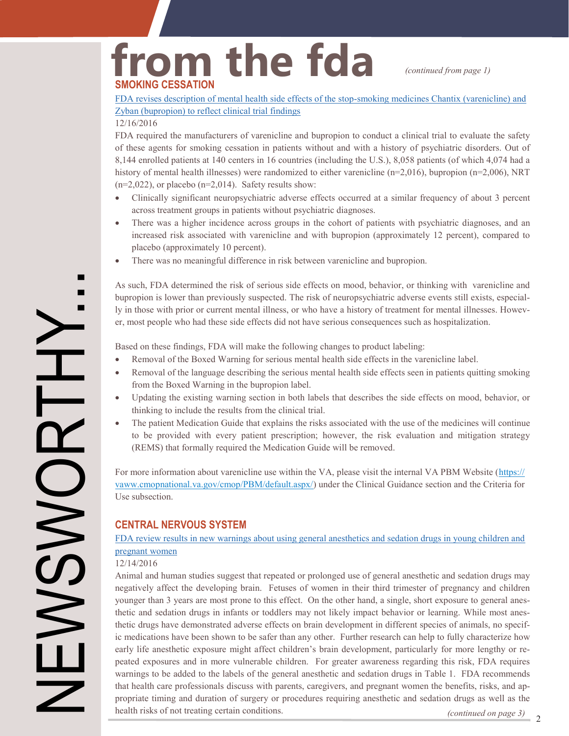# from the fda

*(continued from page 1)*

## SMOKING CESSATION

[FDA revises description of mental health side effects of the stop-smoking medicines Chantix (varenicline) and Zyban (bupropion) to reflect clinical trial findings](#)

12/16/2016

FDA required the manufacturers of varenicline and bupropion to conduct a clinical trial to evaluate the safety of these agents for smoking cessation in patients without and with a history of psychiatric disorders. Out of 8,144 enrolled patients at 140 centers in 16 countries (including the U.S.), 8,058 patients (of which 4,074 had a history of mental health illnesses) were randomized to either varenicline (n=2,016), bupropion (n=2,006), NRT (n=2,022), or placebo (n=2,014). Safety results show:

- Clinically significant neuropsychiatric adverse effects occurred at a similar frequency of about 3 percent across treatment groups in patients without psychiatric diagnoses.
- There was a higher incidence across groups in the cohort of patients with psychiatric diagnoses, and an increased risk associated with varenicline and with bupropion (approximately 12 percent), compared to placebo (approximately 10 percent).
- There was no meaningful difference in risk between varenicline and bupropion.

As such, FDA determined the risk of serious side effects on mood, behavior, or thinking with varenicline and bupropion is lower than previously suspected. The risk of neuropsychiatric adverse events still exists, especially in those with prior or current mental illness, or who have a history of treatment for mental illnesses. However, most people who had these side effects did not have serious consequences such as hospitalization.

Based on these findings, FDA will make the following changes to product labeling:

- Removal of the Boxed Warning for serious mental health side effects in the varenicline label.
- Removal of the language describing the serious mental health side effects seen in patients quitting smoking from the Boxed Warning in the bupropion label.
- Updating the existing warning section in both labels that describes the side effects on mood, behavior, or thinking to include the results from the clinical trial.
- The patient Medication Guide that explains the risks associated with the use of the medicines will continue to be provided with every patient prescription; however, the risk evaluation and mitigation strategy (REMS) that formally required the Medication Guide will be removed.

For more information about varenicline use within the VA, please visit the internal VA PBM Website (https://vaww.cmopnational.va.gov/cmop/PBM/default.aspx/) under the Clinical Guidance section and the Criteria for Use subsection.

## CENTRAL NERVOUS SYSTEM

[FDA review results in new warnings about using general anesthetics and sedation drugs in young children and pregnant women](#)

12/14/2016

Animal and human studies suggest that repeated or prolonged use of general anesthetic and sedation drugs may negatively affect the developing brain. Fetuses of women in their third trimester of pregnancy and children younger than 3 years are most prone to this effect. On the other hand, a single, short exposure to general anesthetic and sedation drugs in infants or toddlers may not likely impact behavior or learning. While most anesthetic drugs have demonstrated adverse effects on brain development in different species of animals, no specific medications have been shown to be safer than any other. Further research can help to fully characterize how early life anesthetic exposure might affect children's brain development, particularly for more lengthy or repeated exposures and in more vulnerable children. For greater awareness regarding this risk, FDA requires warnings to be added to the labels of the general anesthetic and sedation drugs in Table 1. FDA recommends that health care professionals discuss with parents, caregivers, and pregnant women the benefits, risks, and appropriate timing and duration of surgery or procedures requiring anesthetic and sedation drugs as well as the health risks of not treating certain conditions.

*(continued on page 3)*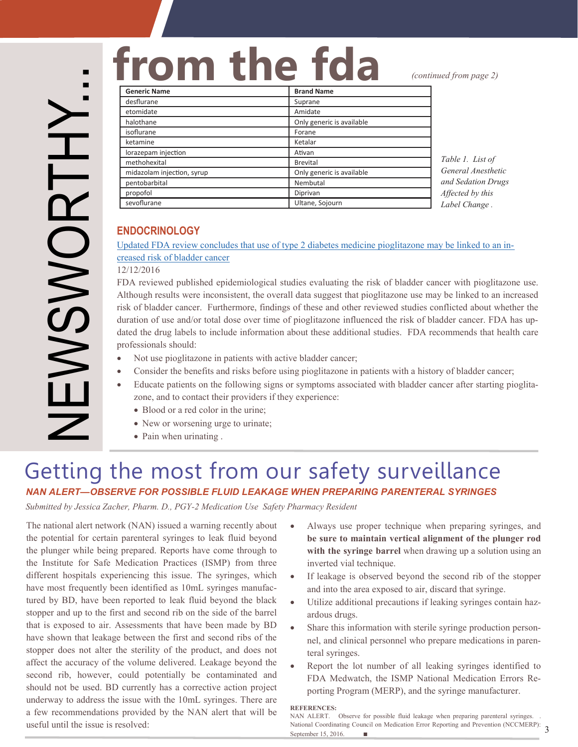# from the fda

*(continued from page 2)*

| Generic Name | Brand Name |
|---|---|
| desflurane | Suprane |
| etomidate | Amidate |
| halothane | Only generic is available |
| isoflurane | Forane |
| ketamine | Ketalar |
| lorazepam injection | Ativan |
| methohexital | Brevital |
| midazolam injection, syrup | Only generic is available |
| pentobarbital | Nembutal |
| propofol | Diprivan |
| sevoflurane | Ultane, Sojourn |

*Table 1. List of General Anesthetic and Sedation Drugs Affected by this Label Change .*

## ENDOCRINOLOGY

Updated FDA review concludes that use of type 2 diabetes medicine pioglitazone may be linked to an increased risk of bladder cancer

12/12/2016

FDA reviewed published epidemiological studies evaluating the risk of bladder cancer with pioglitazone use. Although results were inconsistent, the overall data suggest that pioglitazone use may be linked to an increased risk of bladder cancer. Furthermore, findings of these and other reviewed studies conflicted about whether the duration of use and/or total dose over time of pioglitazone influenced the risk of bladder cancer. FDA has updated the drug labels to include information about these additional studies. FDA recommends that health care professionals should:

- Not use pioglitazone in patients with active bladder cancer;
- Consider the benefits and risks before using pioglitazone in patients with a history of bladder cancer;
- Educate patients on the following signs or symptoms associated with bladder cancer after starting pioglitazone, and to contact their providers if they experience:
  - Blood or a red color in the urine;
  - New or worsening urge to urinate;
  - Pain when urinating .

# Getting the most from our safety surveillance

### *NAN ALERT—OBSERVE FOR POSSIBLE FLUID LEAKAGE WHEN PREPARING PARENTERAL SYRINGES*

*Submitted by Jessica Zacher, Pharm. D., PGY-2 Medication Use Safety Pharmacy Resident*

The national alert network (NAN) issued a warning recently about the potential for certain parenteral syringes to leak fluid beyond the plunger while being prepared. Reports have come through to the Institute for Safe Medication Practices (ISMP) from three different hospitals experiencing this issue. The syringes, which have most frequently been identified as 10mL syringes manufactured by BD, have been reported to leak fluid beyond the black stopper and up to the first and second rib on the side of the barrel that is exposed to air. Assessments that have been made by BD have shown that leakage between the first and second ribs of the stopper does not alter the sterility of the product, and does not affect the accuracy of the volume delivered. Leakage beyond the second rib, however, could potentially be contaminated and should not be used. BD currently has a corrective action project underway to address the issue with the 10mL syringes. There are a few recommendations provided by the NAN alert that will be useful until the issue is resolved:

- Always use proper technique when preparing syringes, and **be sure to maintain vertical alignment of the plunger rod with the syringe barrel** when drawing up a solution using an inverted vial technique.
- If leakage is observed beyond the second rib of the stopper and into the area exposed to air, discard that syringe.
- Utilize additional precautions if leaking syringes contain hazardous drugs.
- Share this information with sterile syringe production personnel, and clinical personnel who prepare medications in parenteral syringes.
- Report the lot number of all leaking syringes identified to FDA Medwatch, the ISMP National Medication Errors Reporting Program (MERP), and the syringe manufacturer.

**REFERENCES:**

NAN ALERT. Observe for possible fluid leakage when preparing parenteral syringes. . National Coordinating Council on Medication Error Reporting and Prevention (NCCMERP): September 15, 2016.